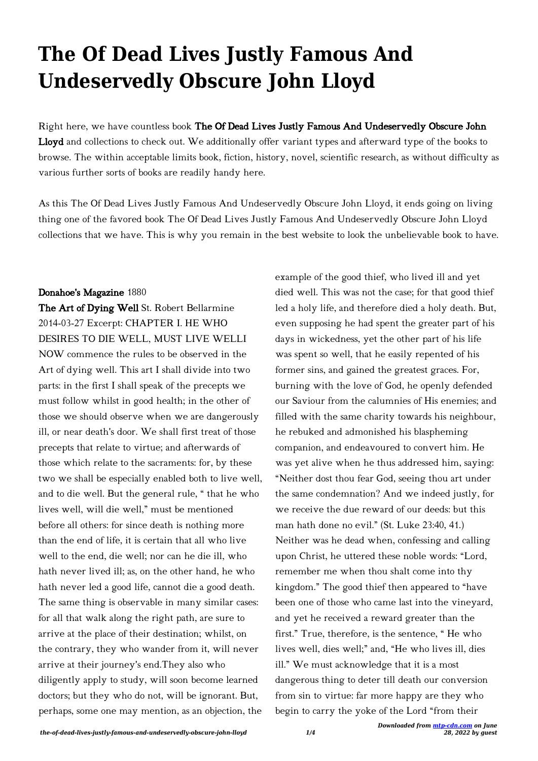# The Of Dead Lives Justly Famous And Undeservedly Obscure John Lloyd

Right here, we have countless book **The Of Dead Lives Justly Famous And Undeservedly Obscure John Lloyd** and collections to check out. We additionally offer variant types and afterward type of the books to browse. The within acceptable limits book, fiction, history, novel, scientific research, as without difficulty as various further sorts of books are readily handy here.

As this The Of Dead Lives Justly Famous And Undeservedly Obscure John Lloyd, it ends going on living thing one of the favored book The Of Dead Lives Justly Famous And Undeservedly Obscure John Lloyd collections that we have. This is why you remain in the best website to look the unbelievable book to have.

**Donahoe's Magazine** 1880

**The Art of Dying Well** St. Robert Bellarmine 2014-03-27 Excerpt: CHAPTER I. HE WHO DESIRES TO DIE WELL, MUST LIVE WELLI NOW commence the rules to be observed in the Art of dying well. This art I shall divide into two parts: in the first I shall speak of the precepts we must follow whilst in good health; in the other of those we should observe when we are dangerously ill, or near death's door. We shall first treat of those precepts that relate to virtue; and afterwards of those which relate to the sacraments: for, by these two we shall be especially enabled both to live well, and to die well. But the general rule, " that he who lives well, will die well," must be mentioned before all others: for since death is nothing more than the end of life, it is certain that all who live well to the end, die well; nor can he die ill, who hath never lived ill; as, on the other hand, he who hath never led a good life, cannot die a good death. The same thing is observable in many similar cases: for all that walk along the right path, are sure to arrive at the place of their destination; whilst, on the contrary, they who wander from it, will never arrive at their journey's end.They also who diligently apply to study, will soon become learned doctors; but they who do not, will be ignorant. But, perhaps, some one may mention, as an objection, the example of the good thief, who lived ill and yet died well. This was not the case; for that good thief led a holy life, and therefore died a holy death. But, even supposing he had spent the greater part of his days in wickedness, yet the other part of his life was spent so well, that he easily repented of his former sins, and gained the greatest graces. For, burning with the love of God, he openly defended our Saviour from the calumnies of His enemies; and filled with the same charity towards his neighbour, he rebuked and admonished his blaspheming companion, and endeavoured to convert him. He was yet alive when he thus addressed him, saying: "Neither dost thou fear God, seeing thou art under the same condemnation? And we indeed justly, for we receive the due reward of our deeds: but this man hath done no evil." (St. Luke 23:40, 41.) Neither was he dead when, confessing and calling upon Christ, he uttered these noble words: "Lord, remember me when thou shalt come into thy kingdom." The good thief then appeared to "have been one of those who came last into the vineyard, and yet he received a reward greater than the first." True, therefore, is the sentence, " He who lives well, dies well;" and, "He who lives ill, dies ill." We must acknowledge that it is a most dangerous thing to deter till death our conversion from sin to virtue: far more happy are they who begin to carry the yoke of the Lord "from their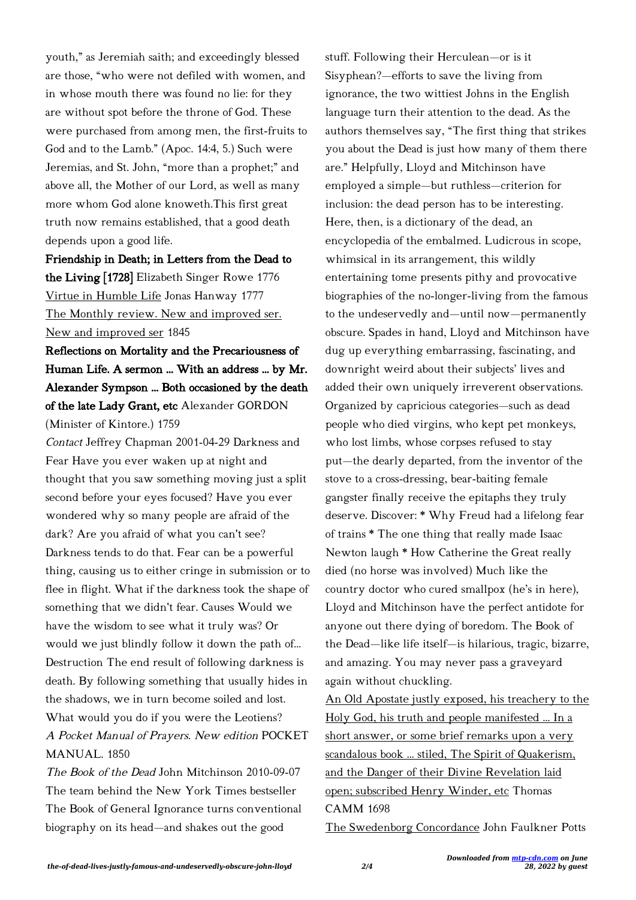youth," as Jeremiah saith; and exceedingly blessed are those, "who were not defiled with women, and in whose mouth there was found no lie: for they are without spot before the throne of God. These were purchased from among men, the first-fruits to God and to the Lamb." (Apoc. 14:4, 5.) Such were Jeremias, and St. John, "more than a prophet;" and above all, the Mother of our Lord, as well as many more whom God alone knoweth.This first great truth now remains established, that a good death depends upon a good life.

**Friendship in Death; in Letters from the Dead to the Living [1728]** Elizabeth Singer Rowe 1776

Virtue in Humble Life Jonas Hanway 1777

The Monthly review. New and improved ser. New and improved ser 1845

**Reflections on Mortality and the Precariousness of Human Life. A sermon ... With an address ... by Mr. Alexander Sympson ... Both occasioned by the death of the late Lady Grant, etc** Alexander GORDON (Minister of Kintore.) 1759

*Contact* Jeffrey Chapman 2001-04-29 Darkness and Fear Have you ever waken up at night and thought that you saw something moving just a split second before your eyes focused? Have you ever wondered why so many people are afraid of the dark? Are you afraid of what you can't see? Darkness tends to do that. Fear can be a powerful thing, causing us to either cringe in submission or to flee in flight. What if the darkness took the shape of something that we didn't fear. Causes Would we have the wisdom to see what it truly was? Or would we just blindly follow it down the path of... Destruction The end result of following darkness is death. By following something that usually hides in the shadows, we in turn become soiled and lost. What would you do if you were the Leotiens?

*A Pocket Manual of Prayers. New edition* POCKET MANUAL. 1850

*The Book of the Dead* John Mitchinson 2010-09-07 The team behind the New York Times bestseller The Book of General Ignorance turns conventional biography on its head—and shakes out the good stuff. Following their Herculean—or is it Sisyphean?—efforts to save the living from ignorance, the two wittiest Johns in the English language turn their attention to the dead. As the authors themselves say, "The first thing that strikes you about the Dead is just how many of them there are." Helpfully, Lloyd and Mitchinson have employed a simple—but ruthless—criterion for inclusion: the dead person has to be interesting. Here, then, is a dictionary of the dead, an encyclopedia of the embalmed. Ludicrous in scope, whimsical in its arrangement, this wildly entertaining tome presents pithy and provocative biographies of the no-longer-living from the famous to the undeservedly and—until now—permanently obscure. Spades in hand, Lloyd and Mitchinson have dug up everything embarrassing, fascinating, and downright weird about their subjects' lives and added their own uniquely irreverent observations. Organized by capricious categories—such as dead people who died virgins, who kept pet monkeys, who lost limbs, whose corpses refused to stay put—the dearly departed, from the inventor of the stove to a cross-dressing, bear-baiting female gangster finally receive the epitaphs they truly deserve. Discover: * Why Freud had a lifelong fear of trains * The one thing that really made Isaac Newton laugh * How Catherine the Great really died (no horse was involved) Much like the country doctor who cured smallpox (he's in here), Lloyd and Mitchinson have the perfect antidote for anyone out there dying of boredom. The Book of the Dead—like life itself—is hilarious, tragic, bizarre, and amazing. You may never pass a graveyard again without chuckling.

An Old Apostate justly exposed, his treachery to the Holy God, his truth and people manifested ... In a short answer, or some brief remarks upon a very scandalous book ... stiled, The Spirit of Quakerism, and the Danger of their Divine Revelation laid open; subscribed Henry Winder, etc Thomas CAMM 1698

The Swedenborg Concordance John Faulkner Potts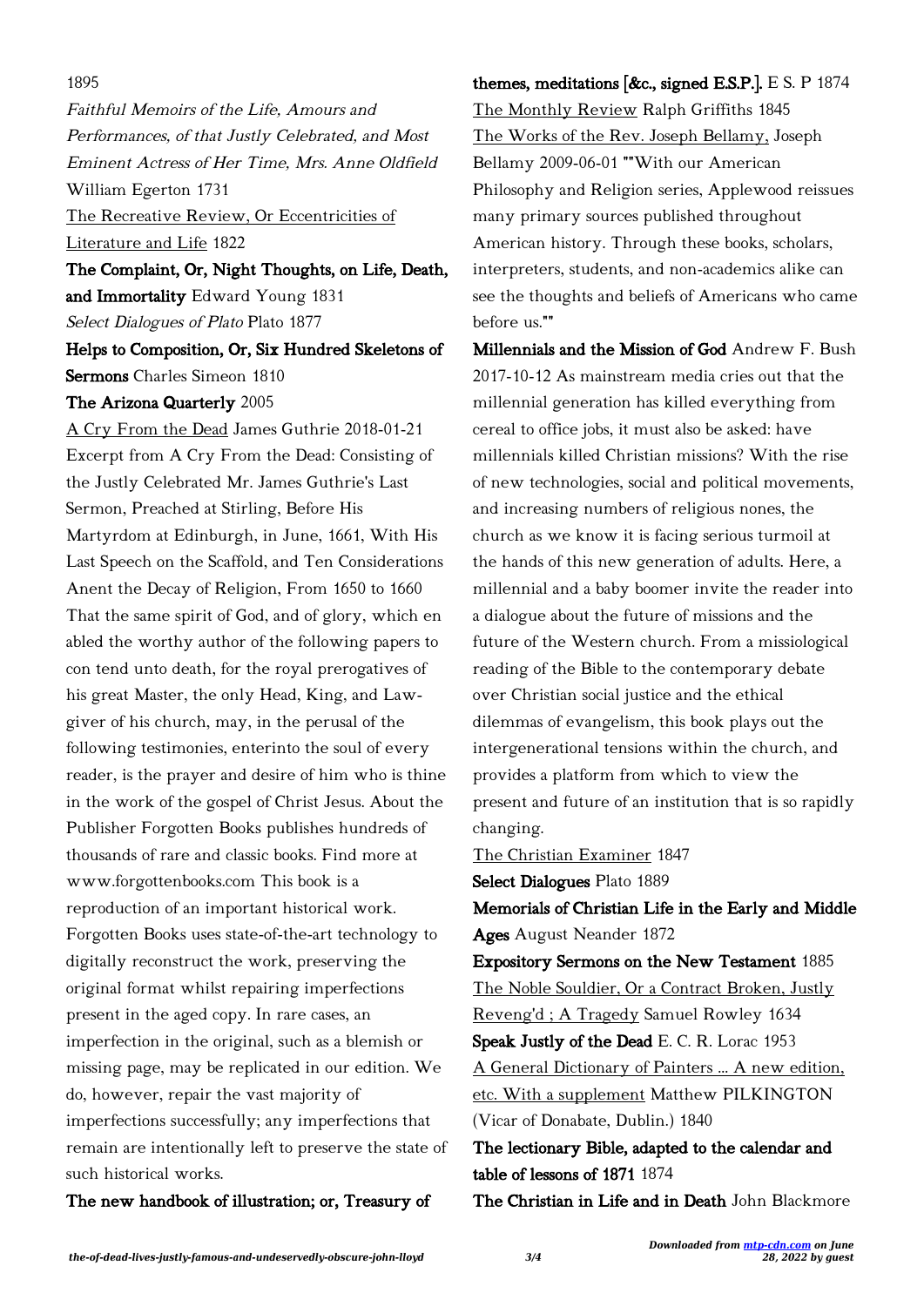1895

*Faithful Memoirs of the Life, Amours and Performances, of that Justly Celebrated, and Most Eminent Actress of Her Time, Mrs. Anne Oldfield* William Egerton 1731

The Recreative Review, Or Eccentricities of Literature and Life 1822

**The Complaint, Or, Night Thoughts, on Life, Death, and Immortality** Edward Young 1831

*Select Dialogues of Plato* Plato 1877

**Helps to Composition, Or, Six Hundred Skeletons of Sermons** Charles Simeon 1810

**The Arizona Quarterly** 2005

A Cry From the Dead James Guthrie 2018-01-21 Excerpt from A Cry From the Dead: Consisting of the Justly Celebrated Mr. James Guthrie's Last Sermon, Preached at Stirling, Before His Martyrdom at Edinburgh, in June, 1661, With His Last Speech on the Scaffold, and Ten Considerations Anent the Decay of Religion, From 1650 to 1660 That the same spirit of God, and of glory, which en abled the worthy author of the following papers to con tend unto death, for the royal prerogatives of his great Master, the only Head, King, and Law-giver of his church, may, in the perusal of the following testimonies, enterinto the soul of every reader, is the prayer and desire of him who is thine in the work of the gospel of Christ Jesus. About the Publisher Forgotten Books publishes hundreds of thousands of rare and classic books. Find more at www.forgottenbooks.com This book is a reproduction of an important historical work. Forgotten Books uses state-of-the-art technology to digitally reconstruct the work, preserving the original format whilst repairing imperfections present in the aged copy. In rare cases, an imperfection in the original, such as a blemish or missing page, may be replicated in our edition. We do, however, repair the vast majority of imperfections successfully; any imperfections that remain are intentionally left to preserve the state of such historical works.

**The new handbook of illustration; or, Treasury of themes, meditations [&c., signed E.S.P.].** E S. P 1874

The Monthly Review Ralph Griffiths 1845

The Works of the Rev. Joseph Bellamy, Joseph Bellamy 2009-06-01 ""With our American Philosophy and Religion series, Applewood reissues many primary sources published throughout American history. Through these books, scholars, interpreters, students, and non-academics alike can see the thoughts and beliefs of Americans who came before us.""

**Millennials and the Mission of God** Andrew F. Bush 2017-10-12 As mainstream media cries out that the millennial generation has killed everything from cereal to office jobs, it must also be asked: have millennials killed Christian missions? With the rise of new technologies, social and political movements, and increasing numbers of religious nones, the church as we know it is facing serious turmoil at the hands of this new generation of adults. Here, a millennial and a baby boomer invite the reader into a dialogue about the future of missions and the future of the Western church. From a missiological reading of the Bible to the contemporary debate over Christian social justice and the ethical dilemmas of evangelism, this book plays out the intergenerational tensions within the church, and provides a platform from which to view the present and future of an institution that is so rapidly changing.

The Christian Examiner 1847

**Select Dialogues** Plato 1889

**Memorials of Christian Life in the Early and Middle Ages** August Neander 1872

**Expository Sermons on the New Testament** 1885

The Noble Souldier, Or a Contract Broken, Justly Reveng'd ; A Tragedy Samuel Rowley 1634

**Speak Justly of the Dead** E. C. R. Lorac 1953

A General Dictionary of Painters ... A new edition, etc. With a supplement Matthew PILKINGTON (Vicar of Donabate, Dublin.) 1840

**The lectionary Bible, adapted to the calendar and table of lessons of 1871** 1874

**The Christian in Life and in Death** John Blackmore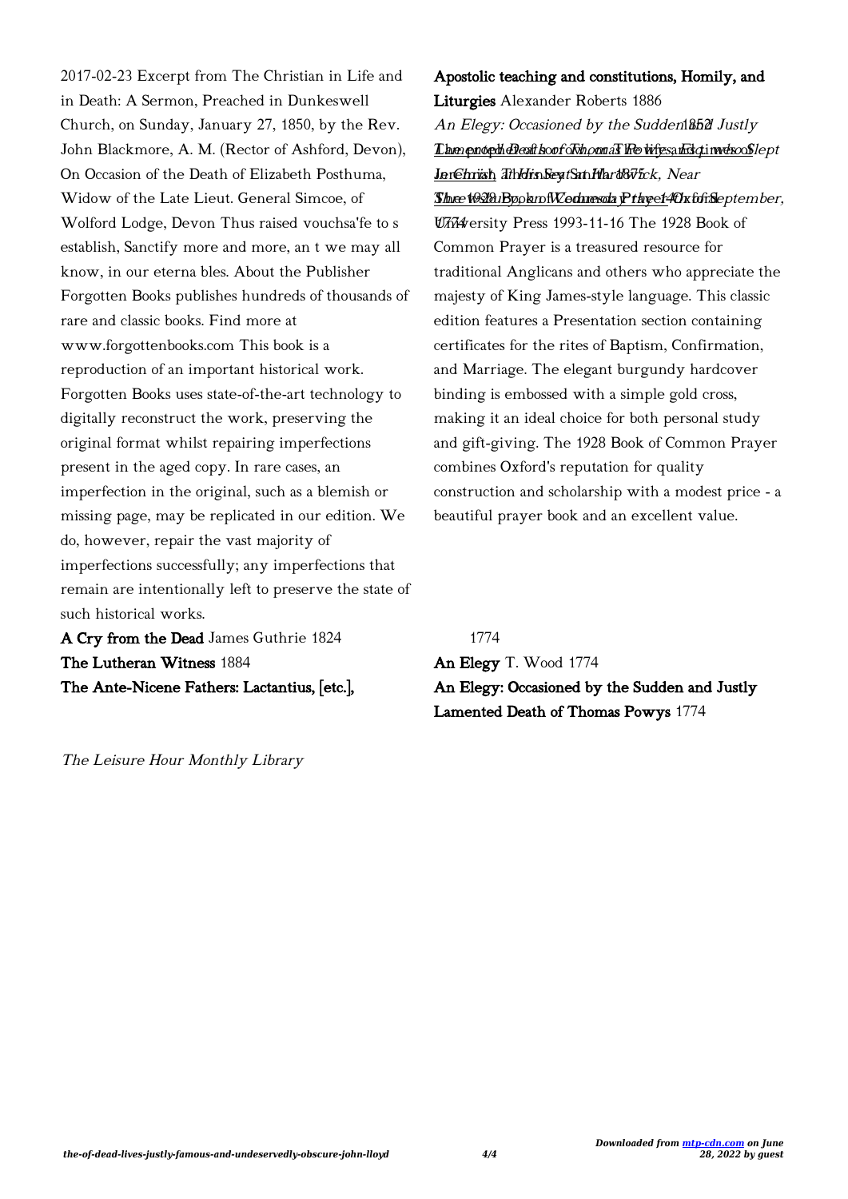2017-02-23 Excerpt from The Christian in Life and in Death: A Sermon, Preached in Dunkeswell Church, on Sunday, January 27, 1850, by the Rev. John Blackmore, A. M. (Rector of Ashford, Devon), On Occasion of the Death of Elizabeth Posthuma, Widow of the Late Lieut. General Simcoe, of Wolford Lodge, Devon Thus raised vouchsa'fe to s establish, Sanctify more and more, an t we may all know, in our eterna bles. About the Publisher Forgotten Books publishes hundreds of thousands of rare and classic books. Find more at www.forgottenbooks.com This book is a reproduction of an important historical work. Forgotten Books uses state-of-the-art technology to digitally reconstruct the work, preserving the original format whilst repairing imperfections present in the aged copy. In rare cases, an imperfection in the original, such as a blemish or missing page, may be replicated in our edition. We do, however, repair the vast majority of imperfections successfully; any imperfections that remain are intentionally left to preserve the state of such historical works.

**A Cry from the Dead** James Guthrie 1824

**The Lutheran Witness** 1884

**The Ante-Nicene Fathers: Lactantius, [etc.],**

*The Leisure Hour Monthly Library*

**Apostolic teaching and constitutions, Homily, and Liturgies** Alexander Roberts 1886

*An Elegy: Occasioned by the Sudden and Justly Lamented Death of Thomas Powys, Esq. who Slept in Christ, at His Seat at Hardwick, Near Shrewsbury, on Wednesday the 14th of September, 1774* 1852 The people of God of whom the Lord is the Shepherd The Book of Common Prayer 1875 Oxford University Press 1993-11-16 The 1928 Book of Common Prayer is a treasured resource for traditional Anglicans and others who appreciate the majesty of King James-style language. This classic edition features a Presentation section containing certificates for the rites of Baptism, Confirmation, and Marriage. The elegant burgundy hardcover binding is embossed with a simple gold cross, making it an ideal choice for both personal study and gift-giving. The 1928 Book of Common Prayer combines Oxford's reputation for quality construction and scholarship with a modest price - a beautiful prayer book and an excellent value.

1774

**An Elegy** T. Wood 1774

**An Elegy: Occasioned by the Sudden and Justly Lamented Death of Thomas Powys** 1774